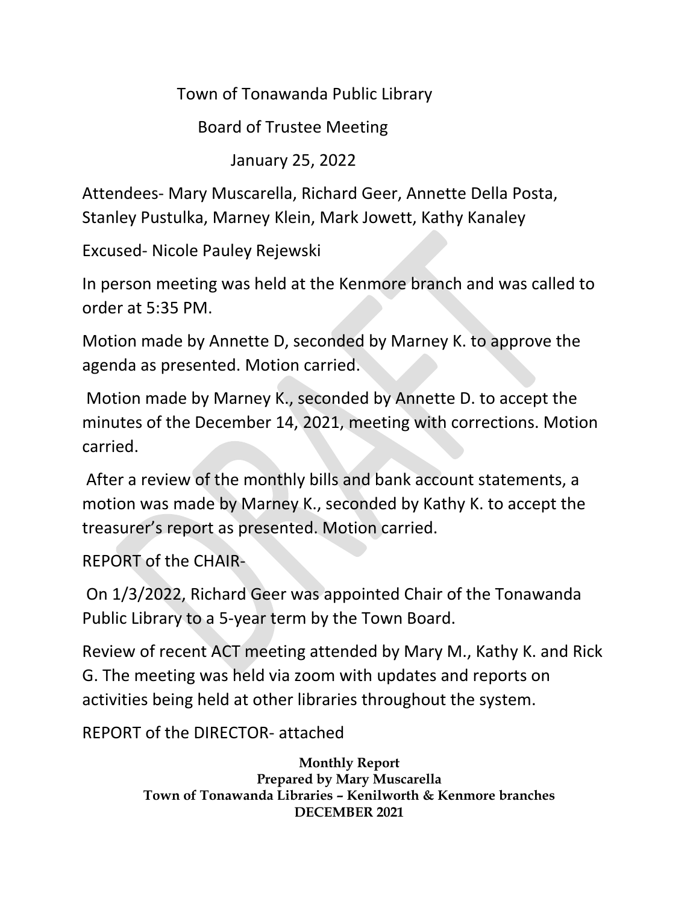# Town of Tonawanda Public Library

## Board of Trustee Meeting

### January 25, 2022

Attendees- Mary Muscarella, Richard Geer, Annette Della Posta, Stanley Pustulka, Marney Klein, Mark Jowett, Kathy Kanaley

Excused- Nicole Pauley Rejewski

In person meeting was held at the Kenmore branch and was called to order at 5:35 PM.

Motion made by Annette D, seconded by Marney K. to approve the agenda as presented. Motion carried.

Motion made by Marney K., seconded by Annette D. to accept the minutes of the December 14, 2021, meeting with corrections. Motion carried.

After a review of the monthly bills and bank account statements, a motion was made by Marney K., seconded by Kathy K. to accept the treasurer's report as presented. Motion carried.

REPORT of the CHAIR-

On 1/3/2022, Richard Geer was appointed Chair of the Tonawanda Public Library to a 5-year term by the Town Board.

Review of recent ACT meeting attended by Mary M., Kathy K. and Rick G. The meeting was held via zoom with updates and reports on activities being held at other libraries throughout the system.

REPORT of the DIRECTOR- attached

**Monthly Report**
**Prepared by Mary Muscarella**
**Town of Tonawanda Libraries – Kenilworth & Kenmore branches**
**DECEMBER 2021**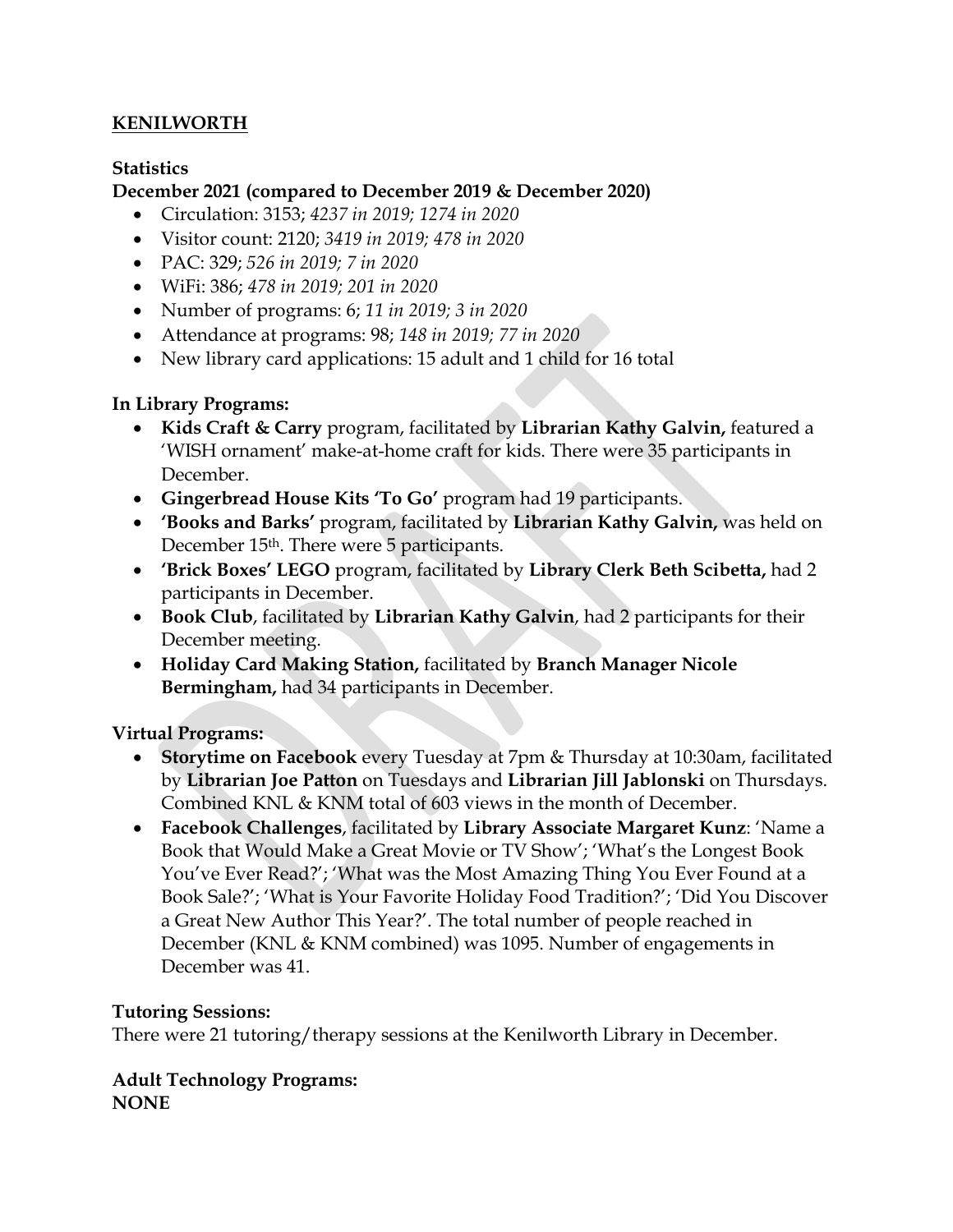## KENILWORTH

**Statistics**

**December 2021 (compared to December 2019 & December 2020)**

- Circulation: 3153; *4237 in 2019; 1274 in 2020*
- Visitor count: 2120; *3419 in 2019; 478 in 2020*
- PAC: 329; *526 in 2019; 7 in 2020*
- WiFi: 386; *478 in 2019; 201 in 2020*
- Number of programs: 6; *11 in 2019; 3 in 2020*
- Attendance at programs: 98; *148 in 2019; 77 in 2020*
- New library card applications: 15 adult and 1 child for 16 total

**In Library Programs:**

- **Kids Craft & Carry** program, facilitated by **Librarian Kathy Galvin,** featured a 'WISH ornament' make-at-home craft for kids. There were 35 participants in December.
- **Gingerbread House Kits 'To Go'** program had 19 participants.
- **'Books and Barks'** program, facilitated by **Librarian Kathy Galvin,** was held on December 15th. There were 5 participants.
- **'Brick Boxes' LEGO** program, facilitated by **Library Clerk Beth Scibetta,** had 2 participants in December.
- **Book Club**, facilitated by **Librarian Kathy Galvin**, had 2 participants for their December meeting.
- **Holiday Card Making Station,** facilitated by **Branch Manager Nicole Bermingham,** had 34 participants in December.

**Virtual Programs:**

- **Storytime on Facebook** every Tuesday at 7pm & Thursday at 10:30am, facilitated by **Librarian Joe Patton** on Tuesdays and **Librarian Jill Jablonski** on Thursdays. Combined KNL & KNM total of 603 views in the month of December.
- **Facebook Challenges**, facilitated by **Library Associate Margaret Kunz**: 'Name a Book that Would Make a Great Movie or TV Show'; 'What's the Longest Book You've Ever Read?'; 'What was the Most Amazing Thing You Ever Found at a Book Sale?'; 'What is Your Favorite Holiday Food Tradition?'; 'Did You Discover a Great New Author This Year?'. The total number of people reached in December (KNL & KNM combined) was 1095. Number of engagements in December was 41.

**Tutoring Sessions:**

There were 21 tutoring/therapy sessions at the Kenilworth Library in December.

**Adult Technology Programs:**

**NONE**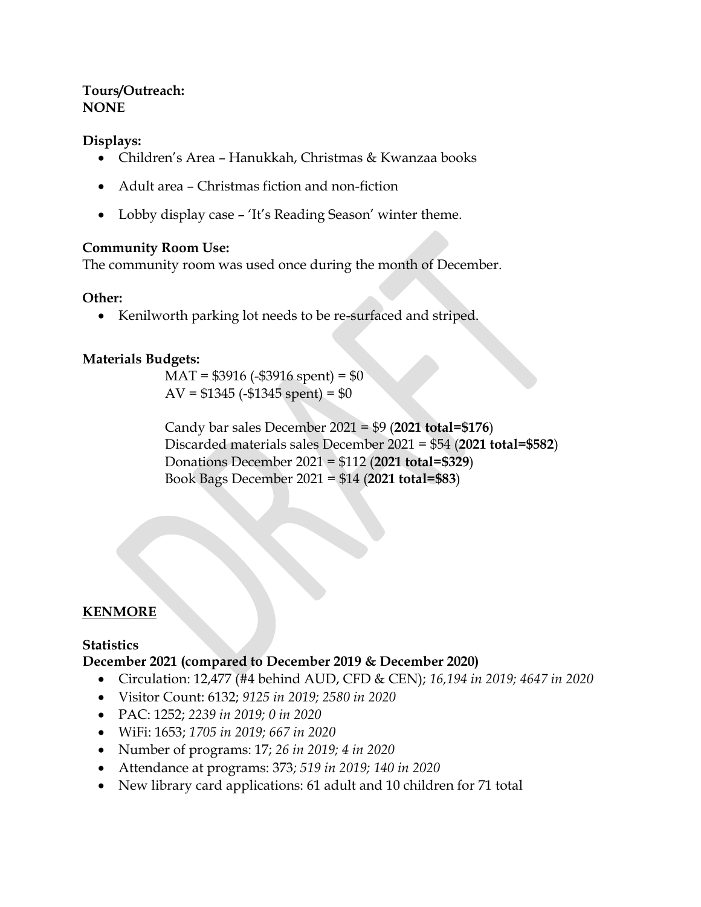**Tours/Outreach:**
**NONE**

**Displays:**

- Children's Area – Hanukkah, Christmas & Kwanzaa books
- Adult area – Christmas fiction and non-fiction
- Lobby display case – 'It's Reading Season' winter theme.

**Community Room Use:**
The community room was used once during the month of December.

**Other:**

- Kenilworth parking lot needs to be re-surfaced and striped.

**Materials Budgets:**

MAT = $3916 (-$3916 spent) = $0
AV = $1345 (-$1345 spent) = $0

Candy bar sales December 2021 = $9 (**2021 total=$176**)
Discarded materials sales December 2021 = $54 (**2021 total=$582**)
Donations December 2021 = $112 (**2021 total=$329**)
Book Bags December 2021 = $14 (**2021 total=$83**)

## KENMORE

**Statistics**
**December 2021 (compared to December 2019 & December 2020)**

- Circulation: 12,477 (#4 behind AUD, CFD & CEN); *16,194 in 2019; 4647 in 2020*
- Visitor Count: 6132; *9125 in 2019; 2580 in 2020*
- PAC: 1252; *2239 in 2019; 0 in 2020*
- WiFi: 1653; *1705 in 2019; 667 in 2020*
- Number of programs: 17; *26 in 2019; 4 in 2020*
- Attendance at programs: 373; *519 in 2019; 140 in 2020*
- New library card applications: 61 adult and 10 children for 71 total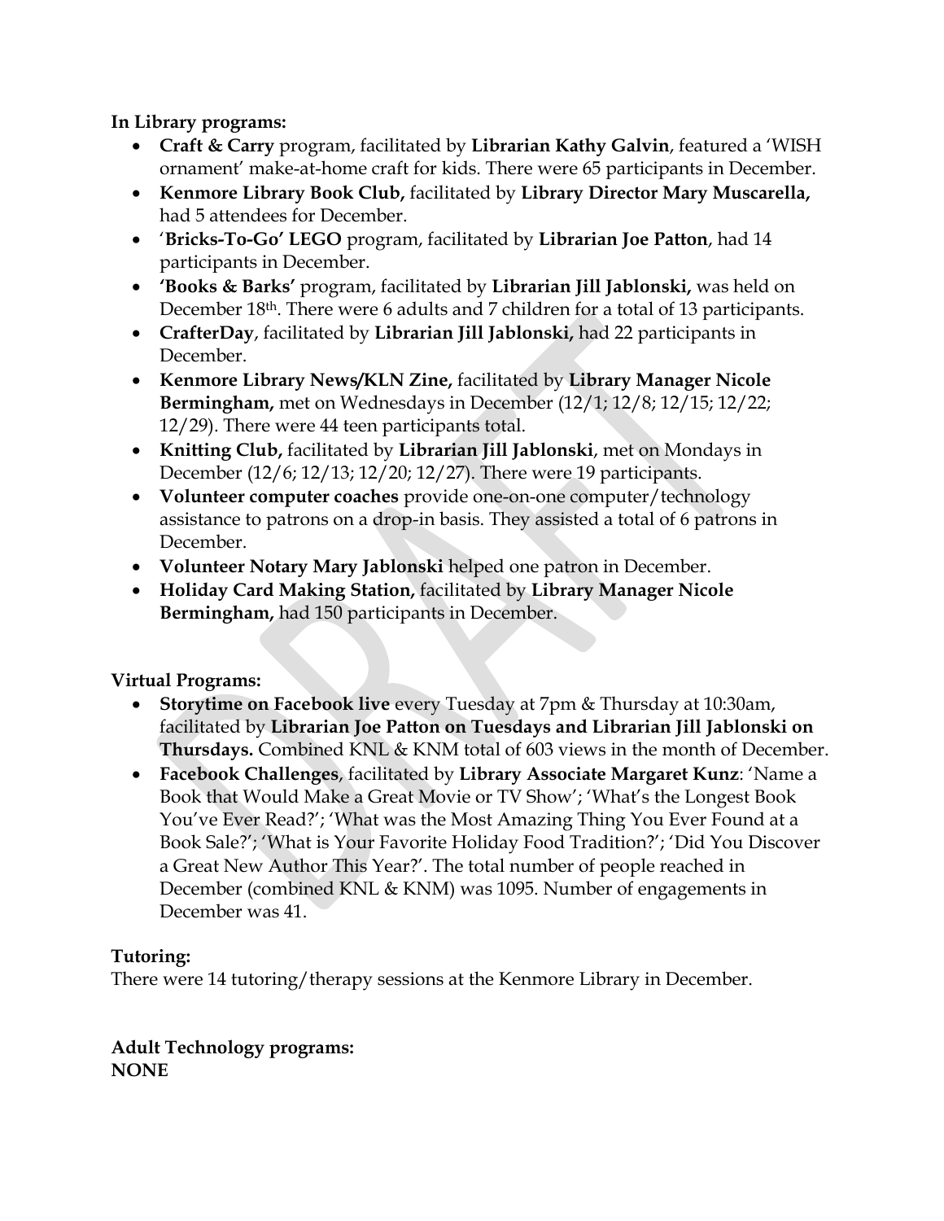**In Library programs:**

- **Craft & Carry** program, facilitated by **Librarian Kathy Galvin**, featured a 'WISH ornament' make-at-home craft for kids. There were 65 participants in December.
- **Kenmore Library Book Club,** facilitated by **Library Director Mary Muscarella,** had 5 attendees for December.
- '**Bricks-To-Go' LEGO** program, facilitated by **Librarian Joe Patton**, had 14 participants in December.
- **'Books & Barks'** program, facilitated by **Librarian Jill Jablonski,** was held on December 18th. There were 6 adults and 7 children for a total of 13 participants.
- **CrafterDay**, facilitated by **Librarian Jill Jablonski,** had 22 participants in December.
- **Kenmore Library News/KLN Zine,** facilitated by **Library Manager Nicole Bermingham,** met on Wednesdays in December (12/1; 12/8; 12/15; 12/22; 12/29). There were 44 teen participants total.
- **Knitting Club,** facilitated by **Librarian Jill Jablonski**, met on Mondays in December (12/6; 12/13; 12/20; 12/27). There were 19 participants.
- **Volunteer computer coaches** provide one-on-one computer/technology assistance to patrons on a drop-in basis. They assisted a total of 6 patrons in December.
- **Volunteer Notary Mary Jablonski** helped one patron in December.
- **Holiday Card Making Station,** facilitated by **Library Manager Nicole Bermingham,** had 150 participants in December.

**Virtual Programs:**

- **Storytime on Facebook live** every Tuesday at 7pm & Thursday at 10:30am, facilitated by **Librarian Joe Patton on Tuesdays and Librarian Jill Jablonski on Thursdays.** Combined KNL & KNM total of 603 views in the month of December.
- **Facebook Challenges**, facilitated by **Library Associate Margaret Kunz**: 'Name a Book that Would Make a Great Movie or TV Show'; 'What's the Longest Book You've Ever Read?'; 'What was the Most Amazing Thing You Ever Found at a Book Sale?'; 'What is Your Favorite Holiday Food Tradition?'; 'Did You Discover a Great New Author This Year?'. The total number of people reached in December (combined KNL & KNM) was 1095. Number of engagements in December was 41.

**Tutoring:**

There were 14 tutoring/therapy sessions at the Kenmore Library in December.

**Adult Technology programs:**
**NONE**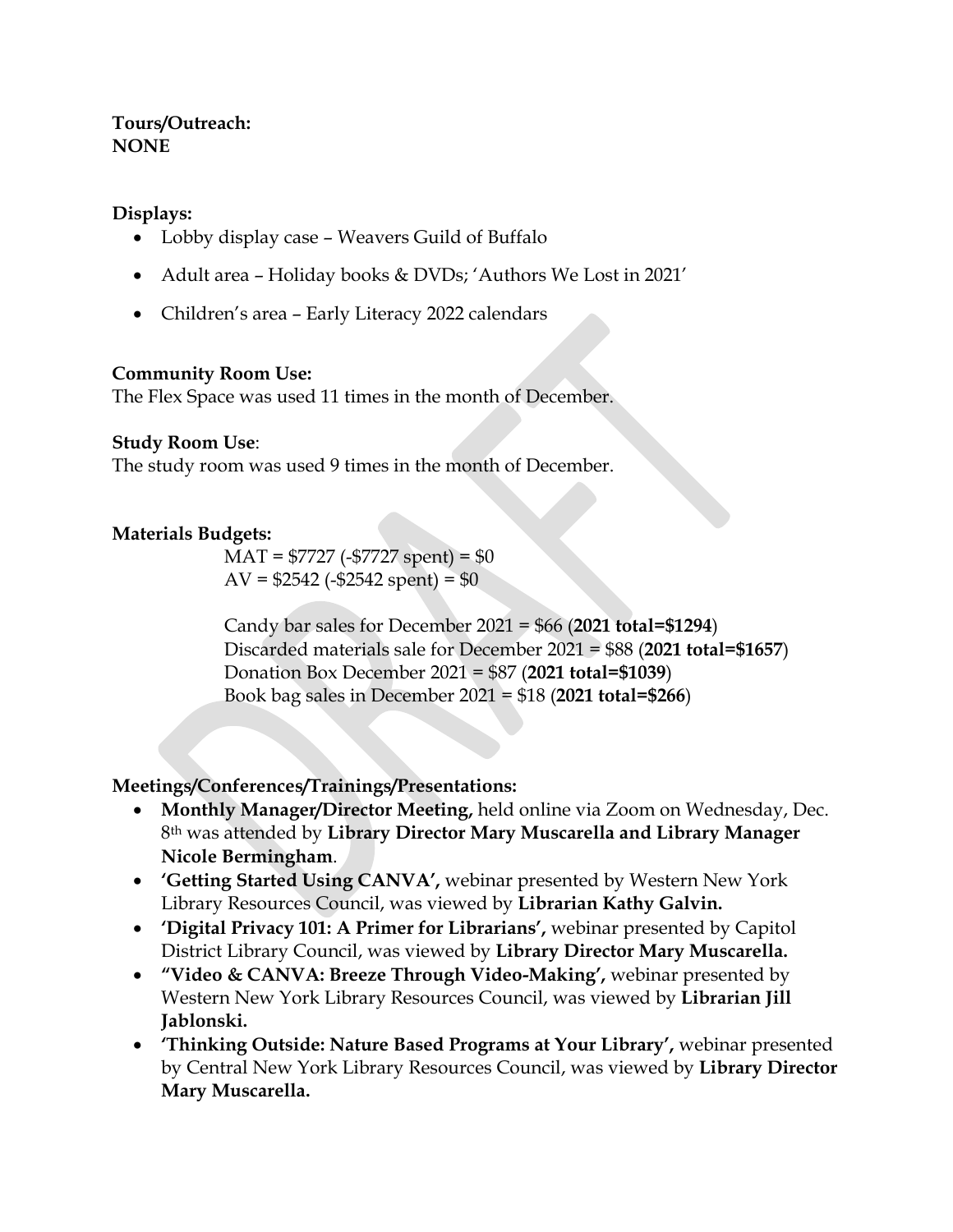**Tours/Outreach:**
**NONE**

**Displays:**

- Lobby display case – Weavers Guild of Buffalo
- Adult area – Holiday books & DVDs; 'Authors We Lost in 2021'
- Children's area – Early Literacy 2022 calendars

**Community Room Use:**
The Flex Space was used 11 times in the month of December.

**Study Room Use**:
The study room was used 9 times in the month of December.

**Materials Budgets:**

MAT = $7727 (-$7727 spent) = $0
AV = $2542 (-$2542 spent) = $0

Candy bar sales for December 2021 = $66 (**2021 total=$1294**)
Discarded materials sale for December 2021 = $88 (**2021 total=$1657**)
Donation Box December 2021 = $87 (**2021 total=$1039**)
Book bag sales in December 2021 = $18 (**2021 total=$266**)

**Meetings/Conferences/Trainings/Presentations:**

- **Monthly Manager/Director Meeting,** held online via Zoom on Wednesday, Dec. 8th was attended by **Library Director Mary Muscarella and Library Manager Nicole Bermingham**.
- **'Getting Started Using CANVA',** webinar presented by Western New York Library Resources Council, was viewed by **Librarian Kathy Galvin.**
- **'Digital Privacy 101: A Primer for Librarians',** webinar presented by Capitol District Library Council, was viewed by **Library Director Mary Muscarella.**
- **"Video & CANVA: Breeze Through Video-Making',** webinar presented by Western New York Library Resources Council, was viewed by **Librarian Jill Jablonski.**
- **'Thinking Outside: Nature Based Programs at Your Library',** webinar presented by Central New York Library Resources Council, was viewed by **Library Director Mary Muscarella.**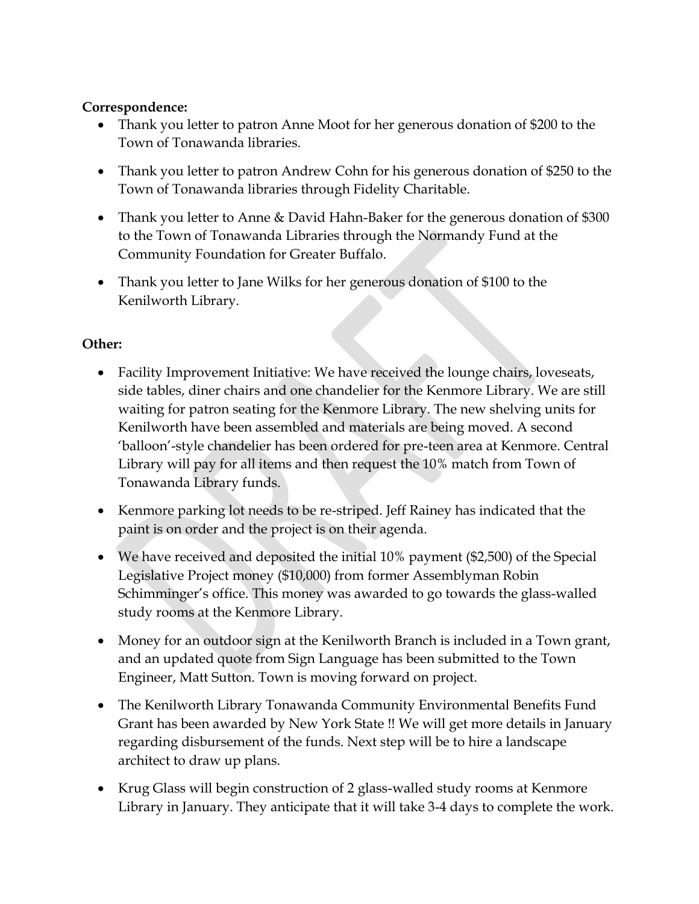**Correspondence:**

- Thank you letter to patron Anne Moot for her generous donation of $200 to the Town of Tonawanda libraries.
- Thank you letter to patron Andrew Cohn for his generous donation of $250 to the Town of Tonawanda libraries through Fidelity Charitable.
- Thank you letter to Anne & David Hahn-Baker for the generous donation of $300 to the Town of Tonawanda Libraries through the Normandy Fund at the Community Foundation for Greater Buffalo.
- Thank you letter to Jane Wilks for her generous donation of $100 to the Kenilworth Library.

**Other:**

- Facility Improvement Initiative: We have received the lounge chairs, loveseats, side tables, diner chairs and one chandelier for the Kenmore Library. We are still waiting for patron seating for the Kenmore Library. The new shelving units for Kenilworth have been assembled and materials are being moved. A second 'balloon'-style chandelier has been ordered for pre-teen area at Kenmore. Central Library will pay for all items and then request the 10% match from Town of Tonawanda Library funds.
- Kenmore parking lot needs to be re-striped. Jeff Rainey has indicated that the paint is on order and the project is on their agenda.
- We have received and deposited the initial 10% payment ($2,500) of the Special Legislative Project money ($10,000) from former Assemblyman Robin Schimminger's office. This money was awarded to go towards the glass-walled study rooms at the Kenmore Library.
- Money for an outdoor sign at the Kenilworth Branch is included in a Town grant, and an updated quote from Sign Language has been submitted to the Town Engineer, Matt Sutton. Town is moving forward on project.
- The Kenilworth Library Tonawanda Community Environmental Benefits Fund Grant has been awarded by New York State !! We will get more details in January regarding disbursement of the funds. Next step will be to hire a landscape architect to draw up plans.
- Krug Glass will begin construction of 2 glass-walled study rooms at Kenmore Library in January. They anticipate that it will take 3-4 days to complete the work.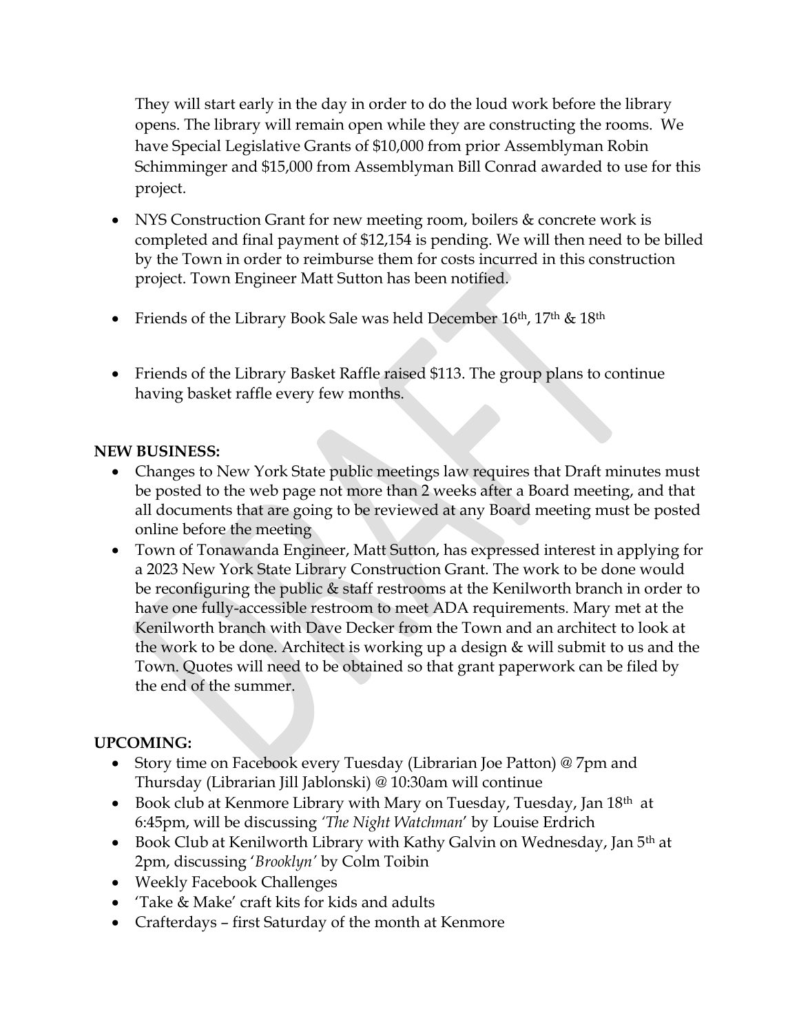They will start early in the day in order to do the loud work before the library opens. The library will remain open while they are constructing the rooms. We have Special Legislative Grants of $10,000 from prior Assemblyman Robin Schimminger and $15,000 from Assemblyman Bill Conrad awarded to use for this project.

- NYS Construction Grant for new meeting room, boilers & concrete work is completed and final payment of $12,154 is pending. We will then need to be billed by the Town in order to reimburse them for costs incurred in this construction project. Town Engineer Matt Sutton has been notified.

- Friends of the Library Book Sale was held December 16th, 17th & 18th

- Friends of the Library Basket Raffle raised $113. The group plans to continue having basket raffle every few months.

**NEW BUSINESS:**

- Changes to New York State public meetings law requires that Draft minutes must be posted to the web page not more than 2 weeks after a Board meeting, and that all documents that are going to be reviewed at any Board meeting must be posted online before the meeting
- Town of Tonawanda Engineer, Matt Sutton, has expressed interest in applying for a 2023 New York State Library Construction Grant. The work to be done would be reconfiguring the public & staff restrooms at the Kenilworth branch in order to have one fully-accessible restroom to meet ADA requirements. Mary met at the Kenilworth branch with Dave Decker from the Town and an architect to look at the work to be done. Architect is working up a design & will submit to us and the Town. Quotes will need to be obtained so that grant paperwork can be filed by the end of the summer.

**UPCOMING:**

- Story time on Facebook every Tuesday (Librarian Joe Patton) @ 7pm and Thursday (Librarian Jill Jablonski) @ 10:30am will continue
- Book club at Kenmore Library with Mary on Tuesday, Tuesday, Jan 18th at 6:45pm, will be discussing *'The Night Watchman'* by Louise Erdrich
- Book Club at Kenilworth Library with Kathy Galvin on Wednesday, Jan 5th at 2pm, discussing '*Brooklyn'* by Colm Toibin
- Weekly Facebook Challenges
- 'Take & Make' craft kits for kids and adults
- Crafterdays – first Saturday of the month at Kenmore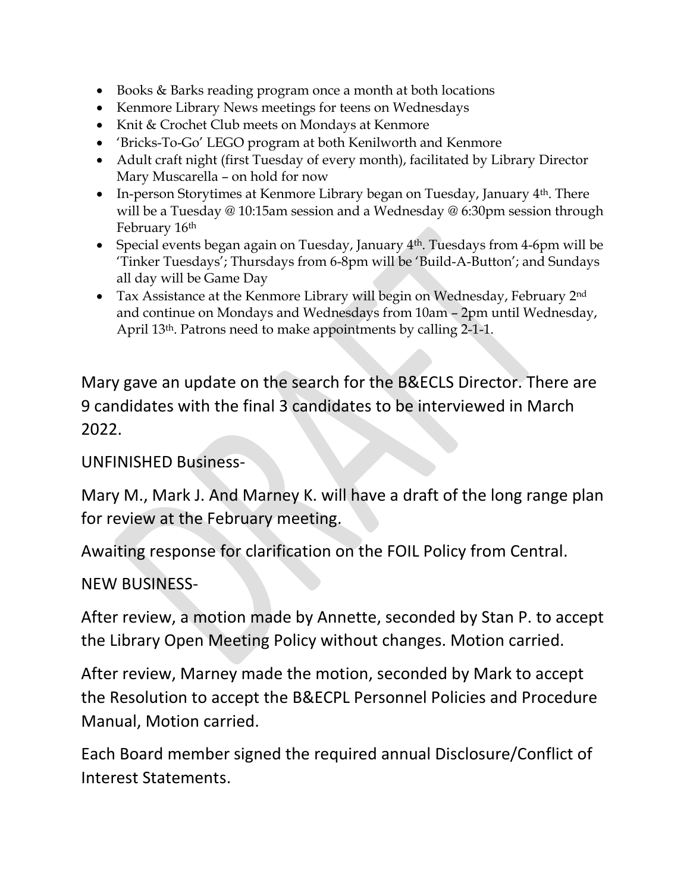- Books & Barks reading program once a month at both locations
- Kenmore Library News meetings for teens on Wednesdays
- Knit & Crochet Club meets on Mondays at Kenmore
- 'Bricks-To-Go' LEGO program at both Kenilworth and Kenmore
- Adult craft night (first Tuesday of every month), facilitated by Library Director Mary Muscarella – on hold for now
- In-person Storytimes at Kenmore Library began on Tuesday, January 4th. There will be a Tuesday @ 10:15am session and a Wednesday @ 6:30pm session through February 16th
- Special events began again on Tuesday, January 4th. Tuesdays from 4-6pm will be 'Tinker Tuesdays'; Thursdays from 6-8pm will be 'Build-A-Button'; and Sundays all day will be Game Day
- Tax Assistance at the Kenmore Library will begin on Wednesday, February 2nd and continue on Mondays and Wednesdays from 10am – 2pm until Wednesday, April 13th. Patrons need to make appointments by calling 2-1-1.

Mary gave an update on the search for the B&ECLS Director. There are 9 candidates with the final 3 candidates to be interviewed in March 2022.

UNFINISHED Business-

Mary M., Mark J. And Marney K. will have a draft of the long range plan for review at the February meeting.

Awaiting response for clarification on the FOIL Policy from Central.

NEW BUSINESS-

After review, a motion made by Annette, seconded by Stan P. to accept the Library Open Meeting Policy without changes. Motion carried.

After review, Marney made the motion, seconded by Mark to accept the Resolution to accept the B&ECPL Personnel Policies and Procedure Manual, Motion carried.

Each Board member signed the required annual Disclosure/Conflict of Interest Statements.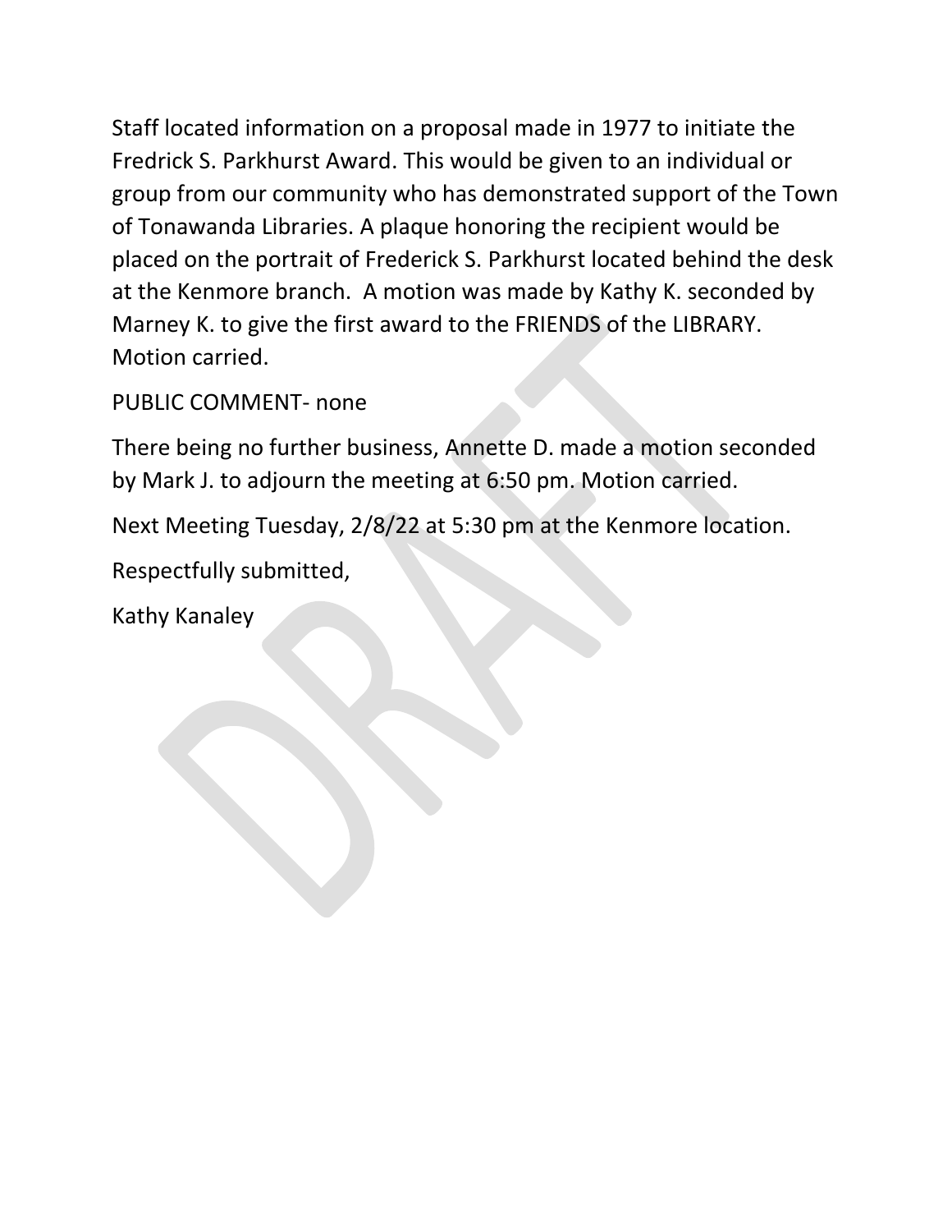Staff located information on a proposal made in 1977 to initiate the Fredrick S. Parkhurst Award. This would be given to an individual or group from our community who has demonstrated support of the Town of Tonawanda Libraries. A plaque honoring the recipient would be placed on the portrait of Frederick S. Parkhurst located behind the desk at the Kenmore branch.  A motion was made by Kathy K. seconded by Marney K. to give the first award to the FRIENDS of the LIBRARY. Motion carried.

PUBLIC COMMENT- none

There being no further business, Annette D. made a motion seconded by Mark J. to adjourn the meeting at 6:50 pm. Motion carried.

Next Meeting Tuesday, 2/8/22 at 5:30 pm at the Kenmore location.

Respectfully submitted,

Kathy Kanaley